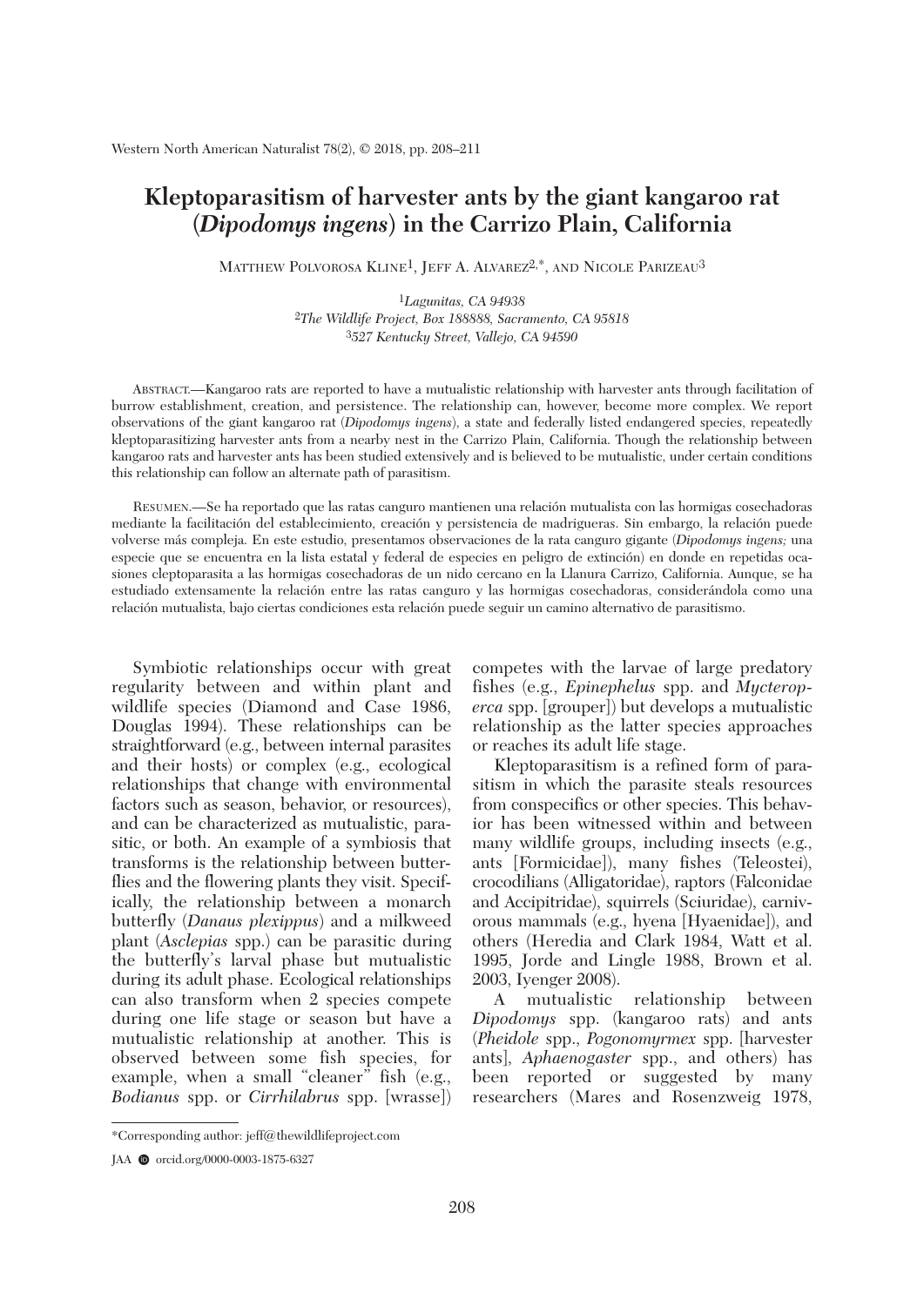# Kleptoparasitism of harvester ants by the giant kangaroo rat (*Dipodomys ingens*) in the Carrizo Plain, California

Matthew Polvorosa Kline[1], Jeff A. Alvarez[2,*], and Nicole Parizeau[3]

[1]*Lagunitas, CA 94938*
[2]*The Wildlife Project, Box 188888, Sacramento, CA 95818*
[3]*527 Kentucky Street, Vallejo, CA 94590*

Abstract.—Kangaroo rats are reported to have a mutualistic relationship with harvester ants through facilitation of burrow establishment, creation, and persistence. The relationship can, however, become more complex. We report observations of the giant kangaroo rat (*Dipodomys ingens*), a state and federally listed endangered species, repeatedly kleptoparasitizing harvester ants from a nearby nest in the Carrizo Plain, California. Though the relationship between kangaroo rats and harvester ants has been studied extensively and is believed to be mutualistic, under certain conditions this relationship can follow an alternate path of parasitism.

Resumen.—Se ha reportado que las ratas canguro mantienen una relación mutualista con las hormigas cosechadoras mediante la facilitación del establecimiento, creación y persistencia de madrigueras. Sin embargo, la relación puede volverse más compleja. En este estudio, presentamos observaciones de la rata canguro gigante (*Dipodomys ingens;* una especie que se encuentra en la lista estatal y federal de especies en peligro de extinción) en donde en repetidas ocasiones cleptoparasita a las hormigas cosechadoras de un nido cercano en la Llanura Carrizo, California. Aunque, se ha estudiado extensamente la relación entre las ratas canguro y las hormigas cosechadoras, considerándola como una relación mutualista, bajo ciertas condiciones esta relación puede seguir un camino alternativo de parasitismo.

Symbiotic relationships occur with great regularity between and within plant and wildlife species (Diamond and Case 1986, Douglas 1994). These relationships can be straightforward (e.g., between internal parasites and their hosts) or complex (e.g., ecological relationships that change with environmental factors such as season, behavior, or resources), and can be characterized as mutualistic, parasitic, or both. An example of a symbiosis that transforms is the relationship between butterflies and the flowering plants they visit. Specifically, the relationship between a monarch butterfly (*Danaus plexippus*) and a milkweed plant (*Asclepias* spp.) can be parasitic during the butterfly's larval phase but mutualistic during its adult phase. Ecological relationships can also transform when 2 species compete during one life stage or season but have a mutualistic relationship at another. This is observed between some fish species, for example, when a small "cleaner" fish (e.g., *Bodianus* spp. or *Cirrhilabrus* spp. [wrasse]) competes with the larvae of large predatory fishes (e.g., *Epinephelus* spp. and *Mycteroperca* spp. [grouper]) but develops a mutualistic relationship as the latter species approaches or reaches its adult life stage.

Kleptoparasitism is a refined form of parasitism in which the parasite steals resources from conspecifics or other species. This behavior has been witnessed within and between many wildlife groups, including insects (e.g., ants [Formicidae]), many fishes (Teleostei), crocodilians (Alligatoridae), raptors (Falconidae and Accipitridae), squirrels (Sciuridae), carnivorous mammals (e.g., hyena [Hyaenidae]), and others (Heredia and Clark 1984, Watt et al. 1995, Jorde and Lingle 1988, Brown et al. 2003, Iyenger 2008).

A mutualistic relationship between *Dipodomys* spp. (kangaroo rats) and ants (*Pheidole* spp., *Pogonomyrmex* spp. [harvester ants], *Aphaenogaster* spp., and others) has been reported or suggested by many researchers (Mares and Rosenzweig 1978,

*Corresponding author: jeff@thewildlifeproject.com

JAA orcid.org/0000-0003-1875-6327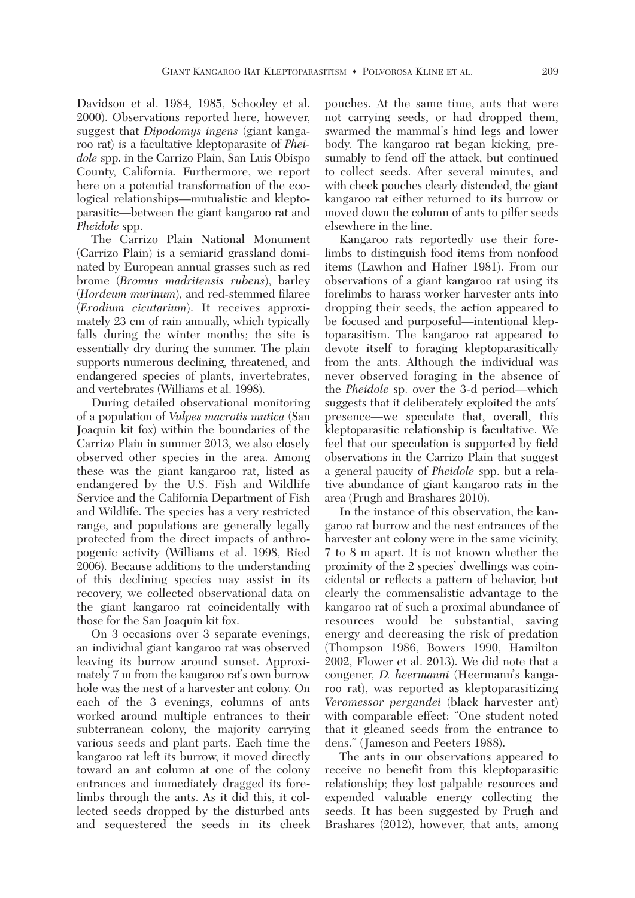Davidson et al. 1984, 1985, Schooley et al. 2000). Observations reported here, however, suggest that *Dipodomys ingens* (giant kangaroo rat) is a facultative kleptoparasite of *Pheidole* spp. in the Carrizo Plain, San Luis Obispo County, California. Furthermore, we report here on a potential transformation of the ecological relationships—mutualistic and kleptoparasitic—between the giant kangaroo rat and *Pheidole* spp.

The Carrizo Plain National Monument (Carrizo Plain) is a semiarid grassland dominated by European annual grasses such as red brome (*Bromus madritensis rubens*), barley (*Hordeum murinum*), and red-stemmed filaree (*Erodium cicutarium*). It receives approximately 23 cm of rain annually, which typically falls during the winter months; the site is essentially dry during the summer. The plain supports numerous declining, threatened, and endangered species of plants, invertebrates, and vertebrates (Williams et al. 1998).

During detailed observational monitoring of a population of *Vulpes macrotis mutica* (San Joaquin kit fox) within the boundaries of the Carrizo Plain in summer 2013, we also closely observed other species in the area. Among these was the giant kangaroo rat, listed as endangered by the U.S. Fish and Wildlife Service and the California Department of Fish and Wildlife. The species has a very restricted range, and populations are generally legally protected from the direct impacts of anthropogenic activity (Williams et al. 1998, Ried 2006). Because additions to the understanding of this declining species may assist in its recovery, we collected observational data on the giant kangaroo rat coincidentally with those for the San Joaquin kit fox.

On 3 occasions over 3 separate evenings, an individual giant kangaroo rat was observed leaving its burrow around sunset. Approximately 7 m from the kangaroo rat's own burrow hole was the nest of a harvester ant colony. On each of the 3 evenings, columns of ants worked around multiple entrances to their subterranean colony, the majority carrying various seeds and plant parts. Each time the kangaroo rat left its burrow, it moved directly toward an ant column at one of the colony entrances and immediately dragged its forelimbs through the ants. As it did this, it collected seeds dropped by the disturbed ants and sequestered the seeds in its cheek pouches. At the same time, ants that were not carrying seeds, or had dropped them, swarmed the mammal's hind legs and lower body. The kangaroo rat began kicking, presumably to fend off the attack, but continued to collect seeds. After several minutes, and with cheek pouches clearly distended, the giant kangaroo rat either returned to its burrow or moved down the column of ants to pilfer seeds elsewhere in the line.

Kangaroo rats reportedly use their forelimbs to distinguish food items from nonfood items (Lawhon and Hafner 1981). From our observations of a giant kangaroo rat using its forelimbs to harass worker harvester ants into dropping their seeds, the action appeared to be focused and purposeful—intentional kleptoparasitism. The kangaroo rat appeared to devote itself to foraging kleptoparasitically from the ants. Although the individual was never observed foraging in the absence of the *Pheidole* sp. over the 3-d period—which suggests that it deliberately exploited the ants' presence—we speculate that, overall, this kleptoparasitic relationship is facultative. We feel that our speculation is supported by field observations in the Carrizo Plain that suggest a general paucity of *Pheidole* spp. but a relative abundance of giant kangaroo rats in the area (Prugh and Brashares 2010).

In the instance of this observation, the kangaroo rat burrow and the nest entrances of the harvester ant colony were in the same vicinity, 7 to 8 m apart. It is not known whether the proximity of the 2 species' dwellings was coincidental or reflects a pattern of behavior, but clearly the commensalistic advantage to the kangaroo rat of such a proximal abundance of resources would be substantial, saving energy and decreasing the risk of predation (Thompson 1986, Bowers 1990, Hamilton 2002, Flower et al. 2013). We did note that a congener, *D. heermanni* (Heermann's kangaroo rat), was reported as kleptoparasitizing *Veromessor pergandei* (black harvester ant) with comparable effect: "One student noted that it gleaned seeds from the entrance to dens." (Jameson and Peeters 1988).

The ants in our observations appeared to receive no benefit from this kleptoparasitic relationship; they lost palpable resources and expended valuable energy collecting the seeds. It has been suggested by Prugh and Brashares (2012), however, that ants, among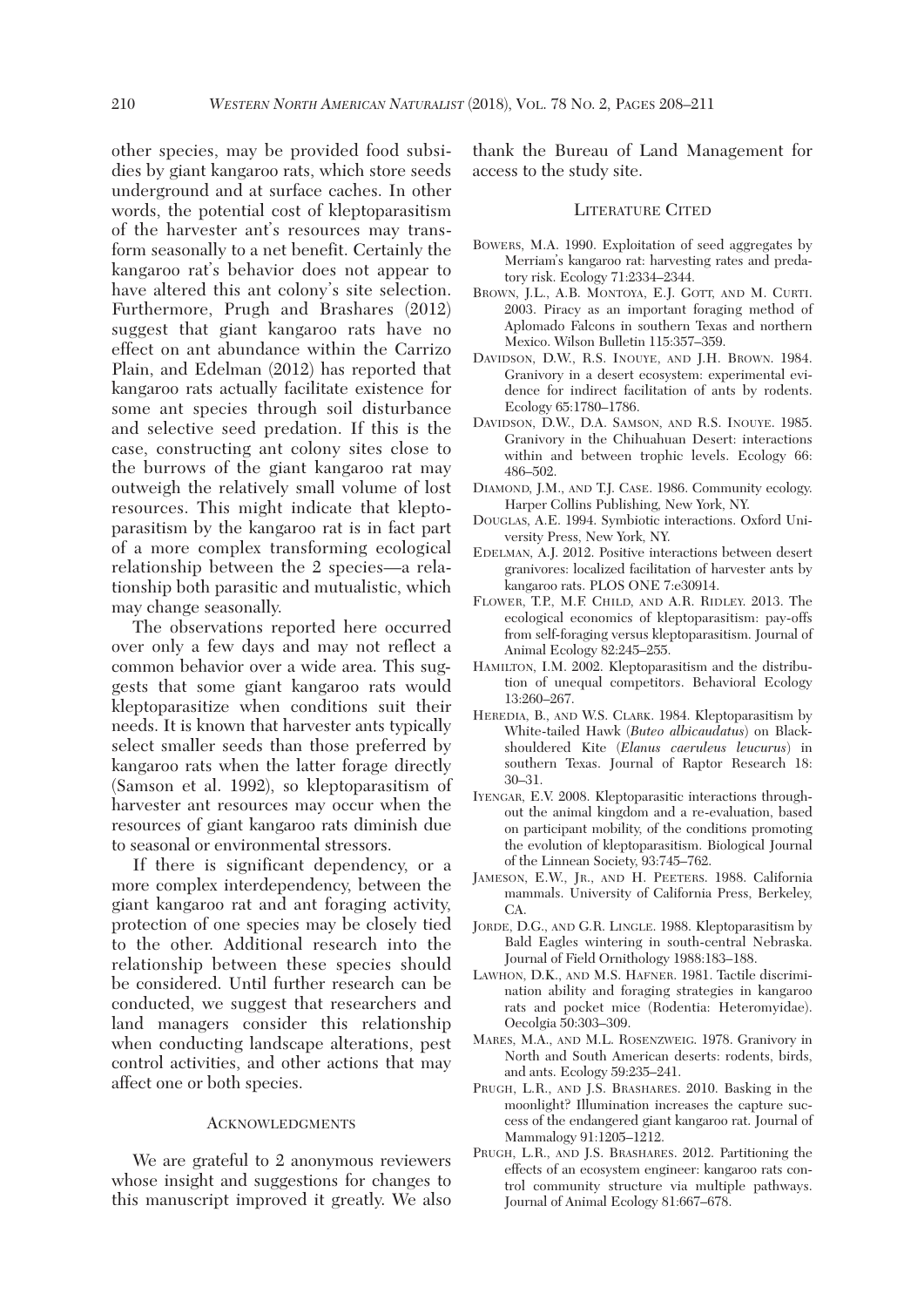other species, may be provided food subsidies by giant kangaroo rats, which store seeds underground and at surface caches. In other words, the potential cost of kleptoparasitism of the harvester ant's resources may transform seasonally to a net benefit. Certainly the kangaroo rat's behavior does not appear to have altered this ant colony's site selection. Furthermore, Prugh and Brashares (2012) suggest that giant kangaroo rats have no effect on ant abundance within the Carrizo Plain, and Edelman (2012) has reported that kangaroo rats actually facilitate existence for some ant species through soil disturbance and selective seed predation. If this is the case, constructing ant colony sites close to the burrows of the giant kangaroo rat may outweigh the relatively small volume of lost resources. This might indicate that kleptoparasitism by the kangaroo rat is in fact part of a more complex transforming ecological relationship between the 2 species—a relationship both parasitic and mutualistic, which may change seasonally.

The observations reported here occurred over only a few days and may not reflect a common behavior over a wide area. This suggests that some giant kangaroo rats would kleptoparasitize when conditions suit their needs. It is known that harvester ants typically select smaller seeds than those preferred by kangaroo rats when the latter forage directly (Samson et al. 1992), so kleptoparasitism of harvester ant resources may occur when the resources of giant kangaroo rats diminish due to seasonal or environmental stressors.

If there is significant dependency, or a more complex interdependency, between the giant kangaroo rat and ant foraging activity, protection of one species may be closely tied to the other. Additional research into the relationship between these species should be considered. Until further research can be conducted, we suggest that researchers and land managers consider this relationship when conducting landscape alterations, pest control activities, and other actions that may affect one or both species.

## Acknowledgments

We are grateful to 2 anonymous reviewers whose insight and suggestions for changes to this manuscript improved it greatly. We also thank the Bureau of Land Management for access to the study site.

## Literature Cited

Bowers, M.A. 1990. Exploitation of seed aggregates by Merriam's kangaroo rat: harvesting rates and predatory risk. Ecology 71:2334–2344.

Brown, J.L., A.B. Montoya, E.J. Gott, and M. Curti. 2003. Piracy as an important foraging method of Aplomado Falcons in southern Texas and northern Mexico. Wilson Bulletin 115:357–359.

Davidson, D.W., R.S. Inouye, and J.H. Brown. 1984. Granivory in a desert ecosystem: experimental evidence for indirect facilitation of ants by rodents. Ecology 65:1780–1786.

Davidson, D.W., D.A. Samson, and R.S. Inouye. 1985. Granivory in the Chihuahuan Desert: interactions within and between trophic levels. Ecology 66: 486–502.

Diamond, J.M., and T.J. Case. 1986. Community ecology. Harper Collins Publishing, New York, NY.

Douglas, A.E. 1994. Symbiotic interactions. Oxford University Press, New York, NY.

Edelman, A.J. 2012. Positive interactions between desert granivores: localized facilitation of harvester ants by kangaroo rats. PLOS ONE 7:e30914.

Flower, T.P., M.F. Child, and A.R. Ridley. 2013. The ecological economics of kleptoparasitism: pay-offs from self-foraging versus kleptoparasitism. Journal of Animal Ecology 82:245–255.

Hamilton, I.M. 2002. Kleptoparasitism and the distribution of unequal competitors. Behavioral Ecology 13:260–267.

Heredia, B., and W.S. Clark. 1984. Kleptoparasitism by White-tailed Hawk (*Buteo albicaudatus*) on Black-shouldered Kite (*Elanus caeruleus leucurus*) in southern Texas. Journal of Raptor Research 18: 30–31.

Iyengar, E.V. 2008. Kleptoparasitic interactions throughout the animal kingdom and a re-evaluation, based on participant mobility, of the conditions promoting the evolution of kleptoparasitism. Biological Journal of the Linnean Society, 93:745–762.

Jameson, E.W., Jr., and H. Peeters. 1988. California mammals. University of California Press, Berkeley, CA.

Jorde, D.G., and G.R. Lingle. 1988. Kleptoparasitism by Bald Eagles wintering in south-central Nebraska. Journal of Field Ornithology 1988:183–188.

Lawhon, D.K., and M.S. Hafner. 1981. Tactile discrimination ability and foraging strategies in kangaroo rats and pocket mice (Rodentia: Heteromyidae). Oecolgia 50:303–309.

Mares, M.A., and M.L. Rosenzweig. 1978. Granivory in North and South American deserts: rodents, birds, and ants. Ecology 59:235–241.

Prugh, L.R., and J.S. Brashares. 2010. Basking in the moonlight? Illumination increases the capture success of the endangered giant kangaroo rat. Journal of Mammalogy 91:1205–1212.

Prugh, L.R., and J.S. Brashares. 2012. Partitioning the effects of an ecosystem engineer: kangaroo rats control community structure via multiple pathways. Journal of Animal Ecology 81:667–678.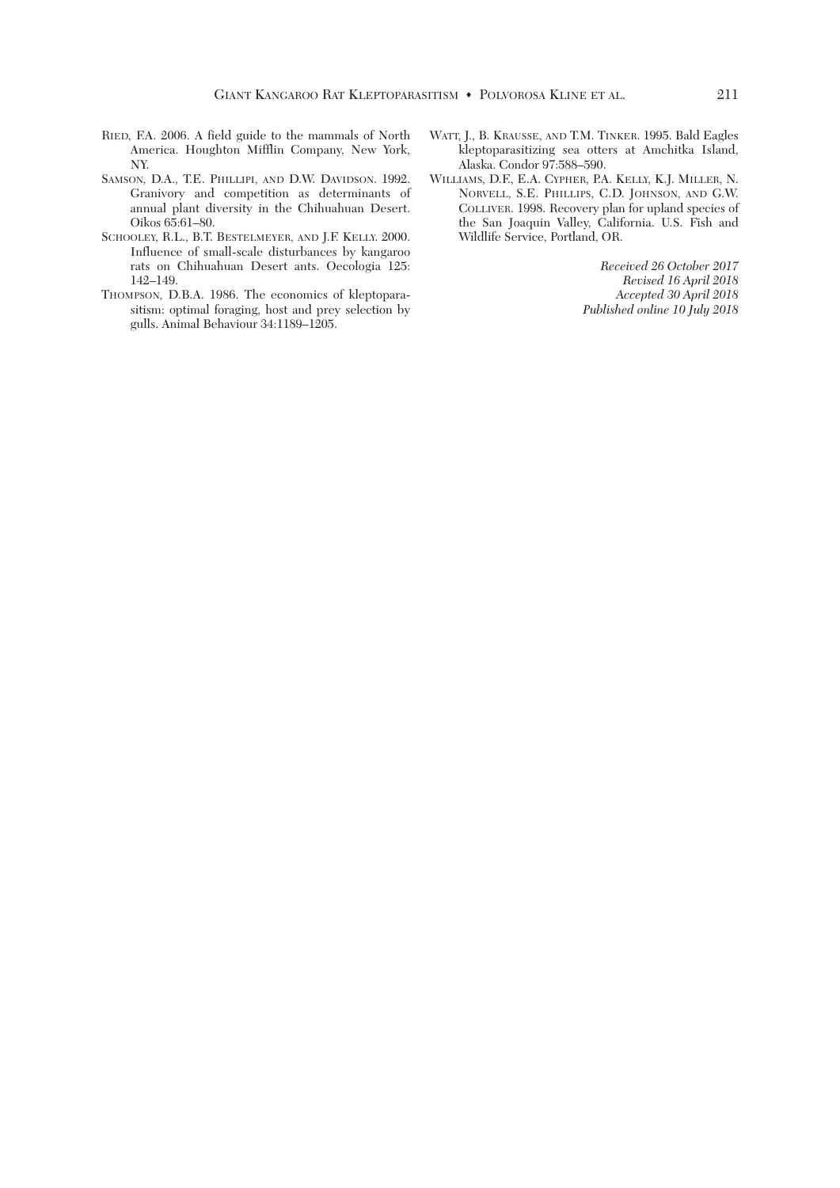Ried, F.A. 2006. A field guide to the mammals of North America. Houghton Mifflin Company, New York, NY.

Samson, D.A., T.E. Phillipi, and D.W. Davidson. 1992. Granivory and competition as determinants of annual plant diversity in the Chihuahuan Desert. Oikos 65:61–80.

Schooley, R.L., B.T. Bestelmeyer, and J.F. Kelly. 2000. Influence of small-scale disturbances by kangaroo rats on Chihuahuan Desert ants. Oecologia 125: 142–149.

Thompson, D.B.A. 1986. The economics of kleptoparasitism: optimal foraging, host and prey selection by gulls. Animal Behaviour 34:1189–1205.

Watt, J., B. Krausse, and T.M. Tinker. 1995. Bald Eagles kleptoparasitizing sea otters at Amchitka Island, Alaska. Condor 97:588–590.

Williams, D.F., E.A. Cypher, P.A. Kelly, K.J. Miller, N. Norvell, S.E. Phillips, C.D. Johnson, and G.W. Colliver. 1998. Recovery plan for upland species of the San Joaquin Valley, California. U.S. Fish and Wildlife Service, Portland, OR.

*Received 26 October 2017*
*Revised 16 April 2018*
*Accepted 30 April 2018*
*Published online 10 July 2018*